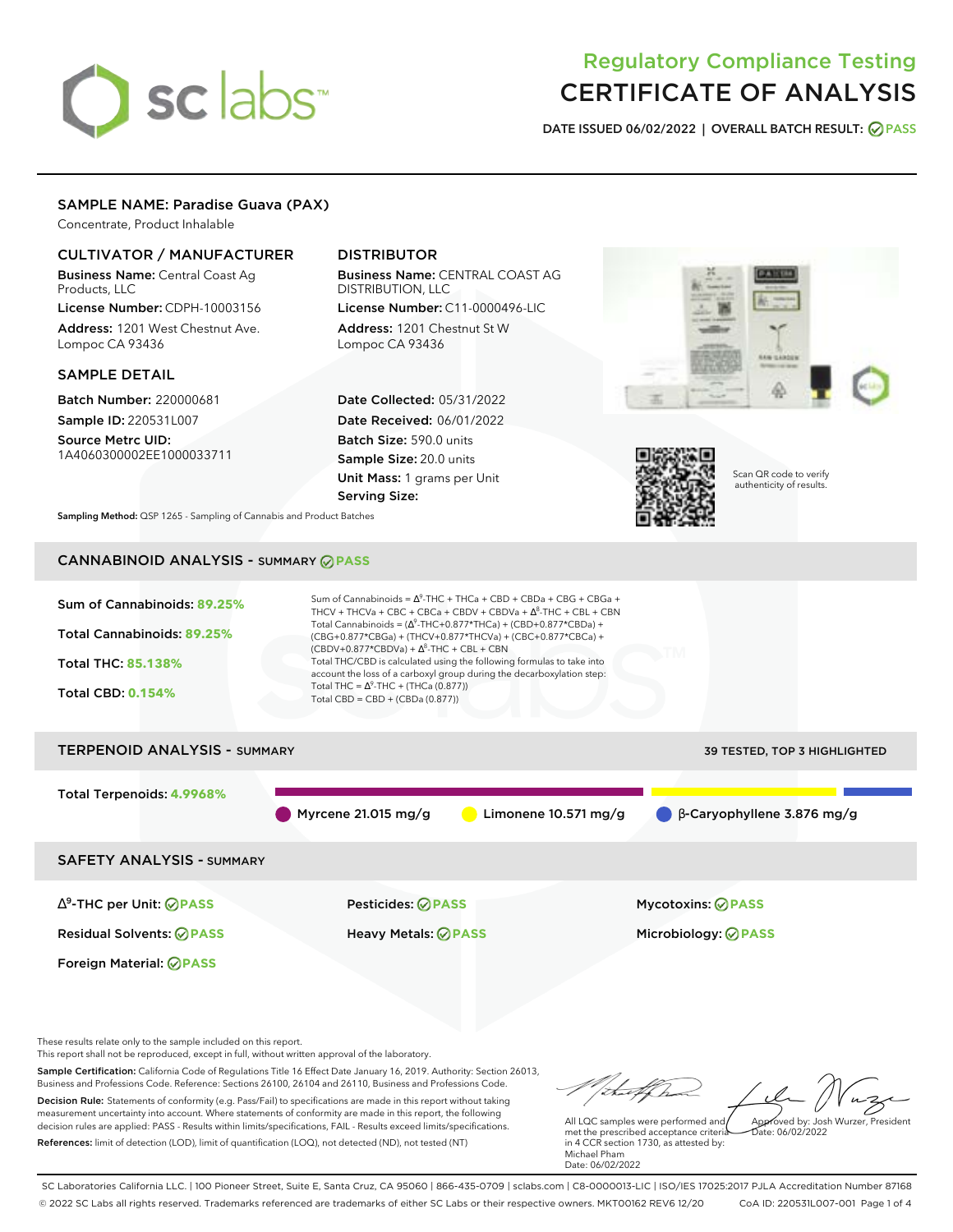# Regulatory Compliance Testing
# CERTIFICATE OF ANALYSIS

**DATE ISSUED 06/02/2022 | OVERALL BATCH RESULT: PASS**

## SAMPLE NAME: Paradise Guava (PAX)

Concentrate, Product Inhalable

### CULTIVATOR / MANUFACTURER

**Business Name:** Central Coast Ag Products, LLC

**License Number:** CDPH-10003156

**Address:** 1201 West Chestnut Ave. Lompoc CA 93436

### DISTRIBUTOR

**Business Name:** CENTRAL COAST AG DISTRIBUTION, LLC

**License Number:** C11-0000496-LIC

**Address:** 1201 Chestnut St W Lompoc CA 93436

### SAMPLE DETAIL

**Batch Number:** 220000681

**Sample ID:** 220531L007

**Source Metrc UID:** 1A4060300002EE1000033711

**Date Collected:** 05/31/2022

**Date Received:** 06/01/2022

**Batch Size:** 590.0 units

**Sample Size:** 20.0 units

**Unit Mass:** 1 grams per Unit

**Serving Size:**

Scan QR code to verify authenticity of results.

**Sampling Method:** QSP 1265 - Sampling of Cannabis and Product Batches

## CANNABINOID ANALYSIS - SUMMARY PASS

Sum of Cannabinoids: **89.25%**

Total Cannabinoids: **89.25%**

Total THC: **85.138%**

Total CBD: **0.154%**

Sum of Cannabinoids = $\Delta^9$-THC + THCa + CBD + CBDa + CBG + CBGa + THCV + THCVa + CBC + CBCa + CBDV + CBDVa + $\Delta^8$-THC + CBL + CBN

Total Cannabinoids = ($\Delta^9$-THC+0.877*THCa) + (CBD+0.877*CBDa) + (CBG+0.877*CBGa) + (THCV+0.877*THCVa) + (CBC+0.877*CBCa) + (CBDV+0.877*CBDVa) + $\Delta^8$-THC + CBL + CBN

Total THC/CBD is calculated using the following formulas to take into account the loss of a carboxyl group during the decarboxylation step:

Total THC = $\Delta^9$-THC + (THCa (0.877))

Total CBD = CBD + (CBDa (0.877))

## TERPENOID ANALYSIS - SUMMARY

39 TESTED, TOP 3 HIGHLIGHTED

Total Terpenoids: **4.9968%**

Myrcene 21.015 mg/g | Limonene 10.571 mg/g | β-Caryophyllene 3.876 mg/g

## SAFETY ANALYSIS - SUMMARY

| | | |
|---|---|---|
| $\Delta^9$-THC per Unit: PASS | Pesticides: PASS | Mycotoxins: PASS |
| Residual Solvents: PASS | Heavy Metals: PASS | Microbiology: PASS |
| Foreign Material: PASS | | |

These results relate only to the sample included on this report.
This report shall not be reproduced, except in full, without written approval of the laboratory.

**Sample Certification:** California Code of Regulations Title 16 Effect Date January 16, 2019. Authority: Section 26013, Business and Professions Code. Reference: Sections 26100, 26104 and 26110, Business and Professions Code.

**Decision Rule:** Statements of conformity (e.g. Pass/Fail) to specifications are made in this report without taking measurement uncertainty into account. Where statements of conformity are made in this report, the following decision rules are applied: PASS - Results within limits/specifications, FAIL - Results exceed limits/specifications.

**References:** limit of detection (LOD), limit of quantification (LOQ), not detected (ND), not tested (NT)

All LQC samples were performed and met the prescribed acceptance criteria in 4 CCR section 1730, as attested by: Michael Pham
Date: 06/02/2022

Approved by: Josh Wurzer, President
Date: 06/02/2022

SC Laboratories California LLC. | 100 Pioneer Street, Suite E, Santa Cruz, CA 95060 | 866-435-0709 | sclabs.com | C8-0000013-LIC | ISO/IES 17025:2017 PJLA Accreditation Number 87168
© 2022 SC Labs all rights reserved. Trademarks referenced are trademarks of either SC Labs or their respective owners. MKT00162 REV6 12/20 CoA ID: 220531L007-001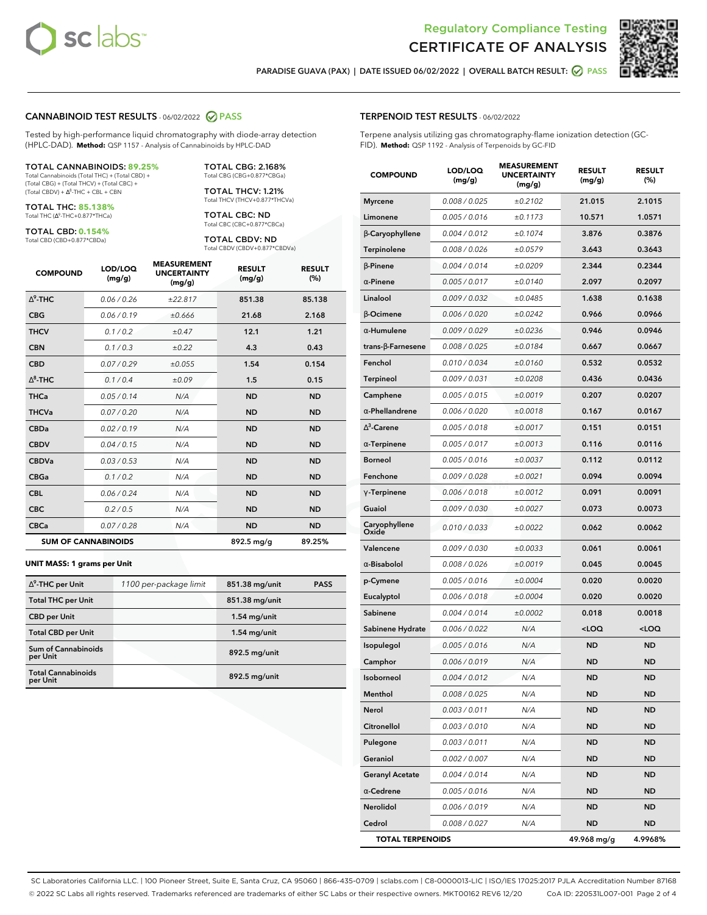Regulatory Compliance Testing
# CERTIFICATE OF ANALYSIS

PARADISE GUAVA (PAX) | DATE ISSUED 06/02/2022 | OVERALL BATCH RESULT: PASS

## CANNABINOID TEST RESULTS - 06/02/2022 PASS

Tested by high-performance liquid chromatography with diode-array detection (HPLC-DAD). **Method:** QSP 1157 - Analysis of Cannabinoids by HPLC-DAD

**TOTAL CANNABINOIDS: 89.25%**
Total Cannabinoids (Total THC) + (Total CBD) + (Total CBG) + (Total THCV) + (Total CBC) + (Total CBDV) + $\Delta^8$-THC + CBL + CBN

**TOTAL THC: 85.138%**
Total THC ($\Delta^9$-THC+0.877*THCa)

**TOTAL CBD: 0.154%**
Total CBD (CBD+0.877*CBDa)

**TOTAL CBG: 2.168%**
Total CBG (CBG+0.877*CBGa)

**TOTAL THCV: 1.21%**
Total THCV (THCV+0.877*THCVa)

**TOTAL CBC: ND**
Total CBC (CBC+0.877*CBCa)

**TOTAL CBDV: ND**
Total CBDV (CBDV+0.877*CBDVa)

| COMPOUND | LOD/LOQ (mg/g) | MEASUREMENT UNCERTAINTY (mg/g) | RESULT (mg/g) | RESULT (%) |
|---|---|---|---|---|
| $\Delta^9$-THC | 0.06 / 0.26 | ±22.817 | 851.38 | 85.138 |
| CBG | 0.06 / 0.19 | ±0.666 | 21.68 | 2.168 |
| THCV | 0.1 / 0.2 | ±0.47 | 12.1 | 1.21 |
| CBN | 0.1 / 0.3 | ±0.22 | 4.3 | 0.43 |
| CBD | 0.07 / 0.29 | ±0.055 | 1.54 | 0.154 |
| $\Delta^8$-THC | 0.1 / 0.4 | ±0.09 | 1.5 | 0.15 |
| THCa | 0.05 / 0.14 | N/A | ND | ND |
| THCVa | 0.07 / 0.20 | N/A | ND | ND |
| CBDa | 0.02 / 0.19 | N/A | ND | ND |
| CBDV | 0.04 / 0.15 | N/A | ND | ND |
| CBDVa | 0.03 / 0.53 | N/A | ND | ND |
| CBGa | 0.1 / 0.2 | N/A | ND | ND |
| CBL | 0.06 / 0.24 | N/A | ND | ND |
| CBC | 0.2 / 0.5 | N/A | ND | ND |
| CBCa | 0.07 / 0.28 | N/A | ND | ND |
| **SUM OF CANNABINOIDS** | | | 892.5 mg/g | 89.25% |

**UNIT MASS: 1 grams per Unit**

| | | | |
|---|---|---|---|
| $\Delta^9$-THC per Unit | 1100 per-package limit | 851.38 mg/unit | PASS |
| Total THC per Unit | | 851.38 mg/unit | |
| CBD per Unit | | 1.54 mg/unit | |
| Total CBD per Unit | | 1.54 mg/unit | |
| Sum of Cannabinoids per Unit | | 892.5 mg/unit | |
| Total Cannabinoids per Unit | | 892.5 mg/unit | |

## TERPENOID TEST RESULTS - 06/02/2022

Terpene analysis utilizing gas chromatography-flame ionization detection (GC-FID). **Method:** QSP 1192 - Analysis of Terpenoids by GC-FID

| COMPOUND | LOD/LOQ (mg/g) | MEASUREMENT UNCERTAINTY (mg/g) | RESULT (mg/g) | RESULT (%) |
|---|---|---|---|---|
| Myrcene | 0.008 / 0.025 | ±0.2102 | 21.015 | 2.1015 |
| Limonene | 0.005 / 0.016 | ±0.1173 | 10.571 | 1.0571 |
| β-Caryophyllene | 0.004 / 0.012 | ±0.1074 | 3.876 | 0.3876 |
| Terpinolene | 0.008 / 0.026 | ±0.0579 | 3.643 | 0.3643 |
| β-Pinene | 0.004 / 0.014 | ±0.0209 | 2.344 | 0.2344 |
| α-Pinene | 0.005 / 0.017 | ±0.0140 | 2.097 | 0.2097 |
| Linalool | 0.009 / 0.032 | ±0.0485 | 1.638 | 0.1638 |
| β-Ocimene | 0.006 / 0.020 | ±0.0242 | 0.966 | 0.0966 |
| α-Humulene | 0.009 / 0.029 | ±0.0236 | 0.946 | 0.0946 |
| trans-β-Farnesene | 0.008 / 0.025 | ±0.0184 | 0.667 | 0.0667 |
| Fenchol | 0.010 / 0.034 | ±0.0160 | 0.532 | 0.0532 |
| Terpineol | 0.009 / 0.031 | ±0.0208 | 0.436 | 0.0436 |
| Camphene | 0.005 / 0.015 | ±0.0019 | 0.207 | 0.0207 |
| α-Phellandrene | 0.006 / 0.020 | ±0.0018 | 0.167 | 0.0167 |
| $\Delta^3$-Carene | 0.005 / 0.018 | ±0.0017 | 0.151 | 0.0151 |
| α-Terpinene | 0.005 / 0.017 | ±0.0013 | 0.116 | 0.0116 |
| Borneol | 0.005 / 0.016 | ±0.0037 | 0.112 | 0.0112 |
| Fenchone | 0.009 / 0.028 | ±0.0021 | 0.094 | 0.0094 |
| γ-Terpinene | 0.006 / 0.018 | ±0.0012 | 0.091 | 0.0091 |
| Guaiol | 0.009 / 0.030 | ±0.0027 | 0.073 | 0.0073 |
| Caryophyllene Oxide | 0.010 / 0.033 | ±0.0022 | 0.062 | 0.0062 |
| Valencene | 0.009 / 0.030 | ±0.0033 | 0.061 | 0.0061 |
| α-Bisabolol | 0.008 / 0.026 | ±0.0019 | 0.045 | 0.0045 |
| p-Cymene | 0.005 / 0.016 | ±0.0004 | 0.020 | 0.0020 |
| Eucalyptol | 0.006 / 0.018 | ±0.0004 | 0.020 | 0.0020 |
| Sabinene | 0.004 / 0.014 | ±0.0002 | 0.018 | 0.0018 |
| Sabinene Hydrate | 0.006 / 0.022 | N/A | <LOQ | <LOQ |
| Isopulegol | 0.005 / 0.016 | N/A | ND | ND |
| Camphor | 0.006 / 0.019 | N/A | ND | ND |
| Isoborneol | 0.004 / 0.012 | N/A | ND | ND |
| Menthol | 0.008 / 0.025 | N/A | ND | ND |
| Nerol | 0.003 / 0.011 | N/A | ND | ND |
| Citronellol | 0.003 / 0.010 | N/A | ND | ND |
| Pulegone | 0.003 / 0.011 | N/A | ND | ND |
| Geraniol | 0.002 / 0.007 | N/A | ND | ND |
| Geranyl Acetate | 0.004 / 0.014 | N/A | ND | ND |
| α-Cedrene | 0.005 / 0.016 | N/A | ND | ND |
| Nerolidol | 0.006 / 0.019 | N/A | ND | ND |
| Cedrol | 0.008 / 0.027 | N/A | ND | ND |
| **TOTAL TERPENOIDS** | | | 49.968 mg/g | 4.9968% |

SC Laboratories California LLC. | 100 Pioneer Street, Suite E, Santa Cruz, CA 95060 | 866-435-0709 | sclabs.com | C8-0000013-LIC | ISO/IES 17025:2017 PJLA Accreditation Number 87168
© 2022 SC Labs all rights reserved. Trademarks referenced are trademarks of either SC Labs or their respective owners. MKT00162 REV6 12/20 CoA ID: 220531L007-001